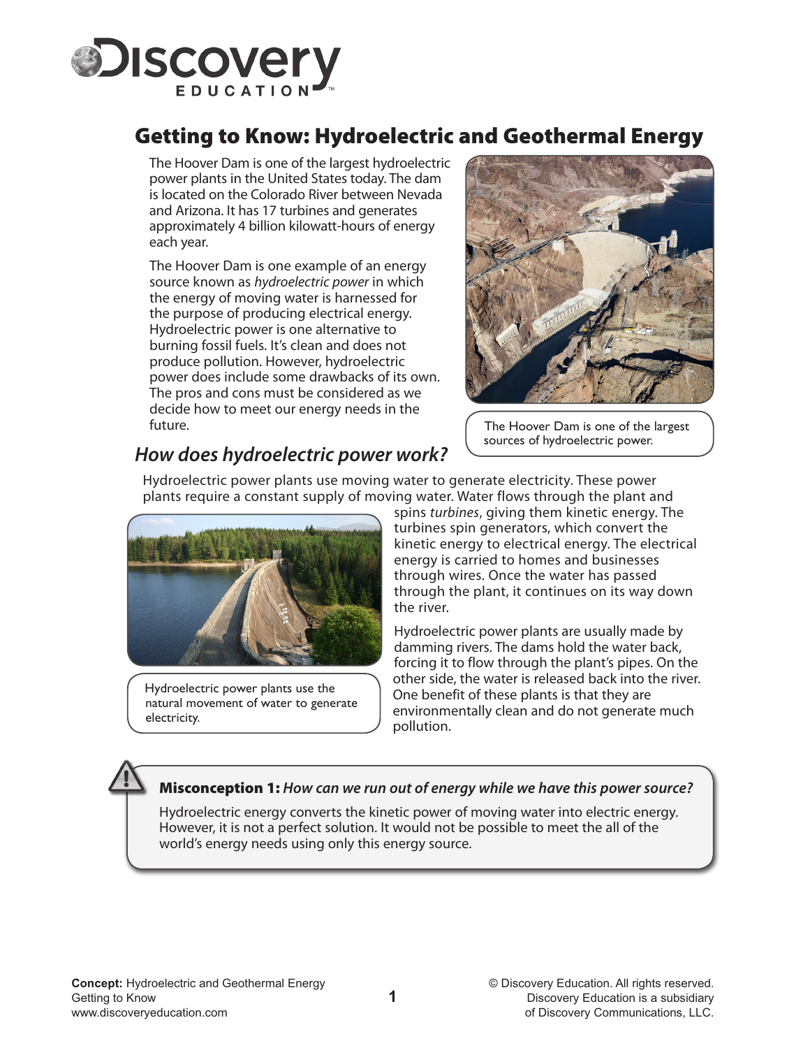# Getting to Know: Hydroelectric and Geothermal Energy

The Hoover Dam is one of the largest hydroelectric power plants in the United States today. The dam is located on the Colorado River between Nevada and Arizona. It has 17 turbines and generates approximately 4 billion kilowatt-hours of energy each year.

The Hoover Dam is one example of an energy source known as *hydroelectric power* in which the energy of moving water is harnessed for the purpose of producing electrical energy. Hydroelectric power is one alternative to burning fossil fuels. It's clean and does not produce pollution. However, hydroelectric power does include some drawbacks of its own. The pros and cons must be considered as we decide how to meet our energy needs in the future.

The Hoover Dam is one of the largest sources of hydroelectric power.

## *How does hydroelectric power work?*

Hydroelectric power plants use moving water to generate electricity. These power plants require a constant supply of moving water. Water flows through the plant and spins *turbines*, giving them kinetic energy. The turbines spin generators, which convert the kinetic energy to electrical energy. The electrical energy is carried to homes and businesses through wires. Once the water has passed through the plant, it continues on its way down the river.

Hydroelectric power plants use the natural movement of water to generate electricity.

Hydroelectric power plants are usually made by damming rivers. The dams hold the water back, forcing it to flow through the plant's pipes. On the other side, the water is released back into the river. One benefit of these plants is that they are environmentally clean and do not generate much pollution.

**Misconception 1:** *How can we run out of energy while we have this power source?*

Hydroelectric energy converts the kinetic power of moving water into electric energy. However, it is not a perfect solution. It would not be possible to meet the all of the world's energy needs using only this energy source.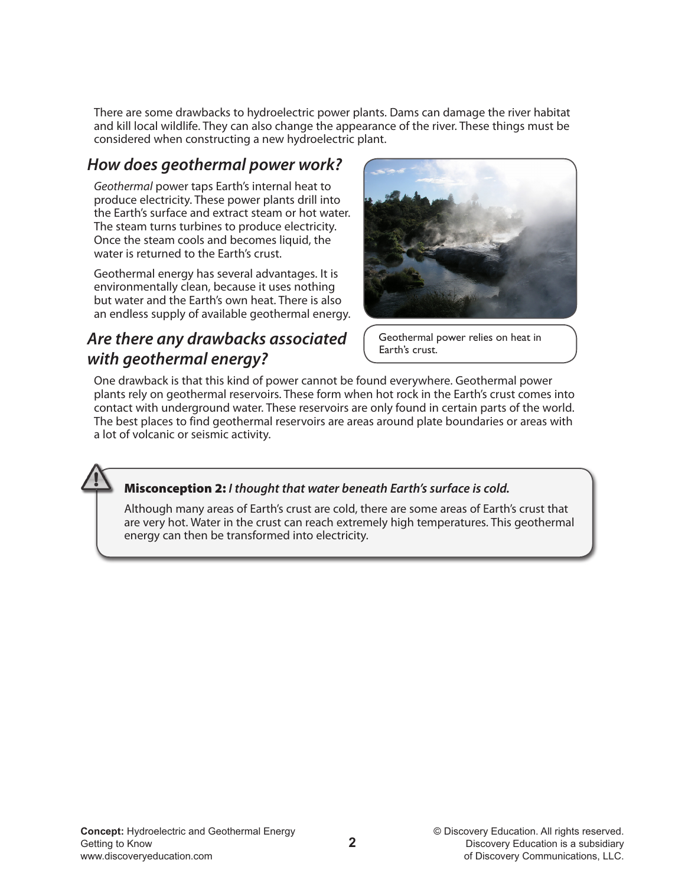There are some drawbacks to hydroelectric power plants. Dams can damage the river habitat and kill local wildlife. They can also change the appearance of the river. These things must be considered when constructing a new hydroelectric plant.

## *How does geothermal power work?*

*Geothermal* power taps Earth's internal heat to produce electricity. These power plants drill into the Earth's surface and extract steam or hot water. The steam turns turbines to produce electricity. Once the steam cools and becomes liquid, the water is returned to the Earth's crust.

Geothermal energy has several advantages. It is environmentally clean, because it uses nothing but water and the Earth's own heat. There is also an endless supply of available geothermal energy.

Geothermal power relies on heat in Earth's crust.

## *Are there any drawbacks associated with geothermal energy?*

One drawback is that this kind of power cannot be found everywhere. Geothermal power plants rely on geothermal reservoirs. These form when hot rock in the Earth's crust comes into contact with underground water. These reservoirs are only found in certain parts of the world. The best places to find geothermal reservoirs are areas around plate boundaries or areas with a lot of volcanic or seismic activity.

**Misconception 2:** ***I thought that water beneath Earth's surface is cold.***

Although many areas of Earth's crust are cold, there are some areas of Earth's crust that are very hot. Water in the crust can reach extremely high temperatures. This geothermal energy can then be transformed into electricity.